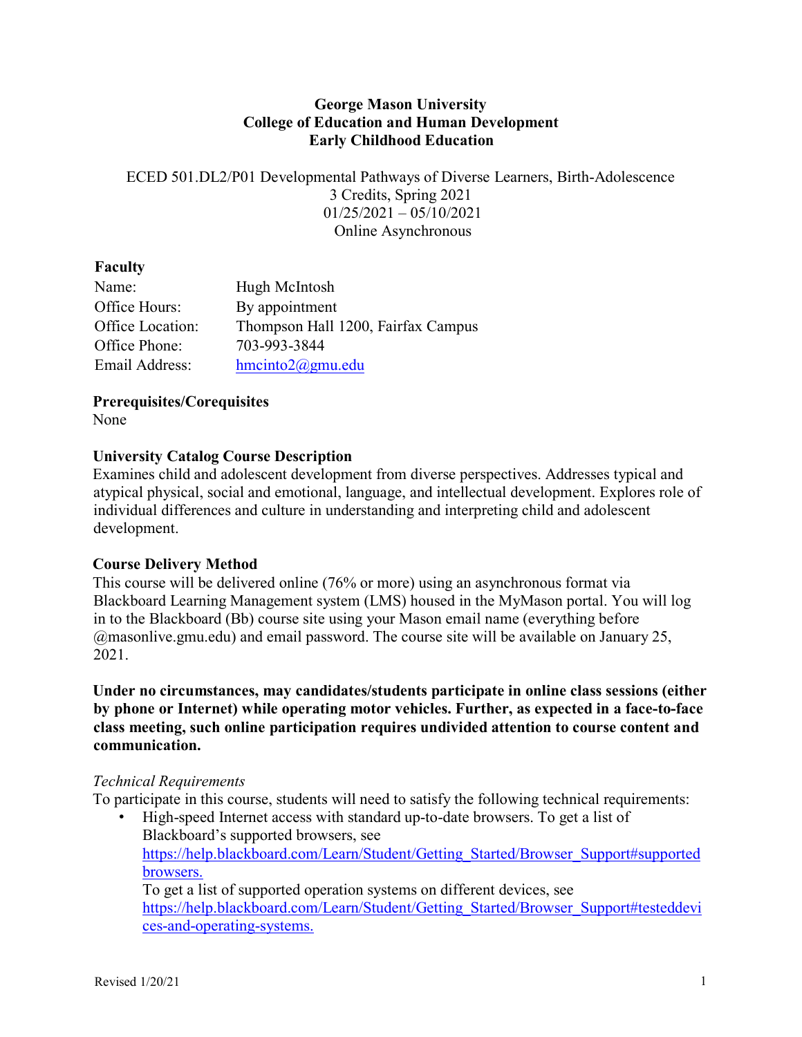# George Mason University
# College of Education and Human Development
# Early Childhood Education

ECED 501.DL2/P01 Developmental Pathways of Diverse Learners, Birth-Adolescence
3 Credits, Spring 2021
01/25/2021 – 05/10/2021
Online Asynchronous

## Faculty

| | |
|---|---|
| Name: | Hugh McIntosh |
| Office Hours: | By appointment |
| Office Location: | Thompson Hall 1200, Fairfax Campus |
| Office Phone: | 703-993-3844 |
| Email Address: | hmcinto2@gmu.edu |

## Prerequisites/Corequisites

None

## University Catalog Course Description

Examines child and adolescent development from diverse perspectives. Addresses typical and atypical physical, social and emotional, language, and intellectual development. Explores role of individual differences and culture in understanding and interpreting child and adolescent development.

## Course Delivery Method

This course will be delivered online (76% or more) using an asynchronous format via Blackboard Learning Management system (LMS) housed in the MyMason portal. You will log in to the Blackboard (Bb) course site using your Mason email name (everything before @masonlive.gmu.edu) and email password. The course site will be available on January 25, 2021.

**Under no circumstances, may candidates/students participate in online class sessions (either by phone or Internet) while operating motor vehicles. Further, as expected in a face-to-face class meeting, such online participation requires undivided attention to course content and communication.**

*Technical Requirements*

To participate in this course, students will need to satisfy the following technical requirements:

- High-speed Internet access with standard up-to-date browsers. To get a list of Blackboard's supported browsers, see https://help.blackboard.com/Learn/Student/Getting_Started/Browser_Support#supported browsers.
  To get a list of supported operation systems on different devices, see https://help.blackboard.com/Learn/Student/Getting_Started/Browser_Support#testeddevices-and-operating-systems.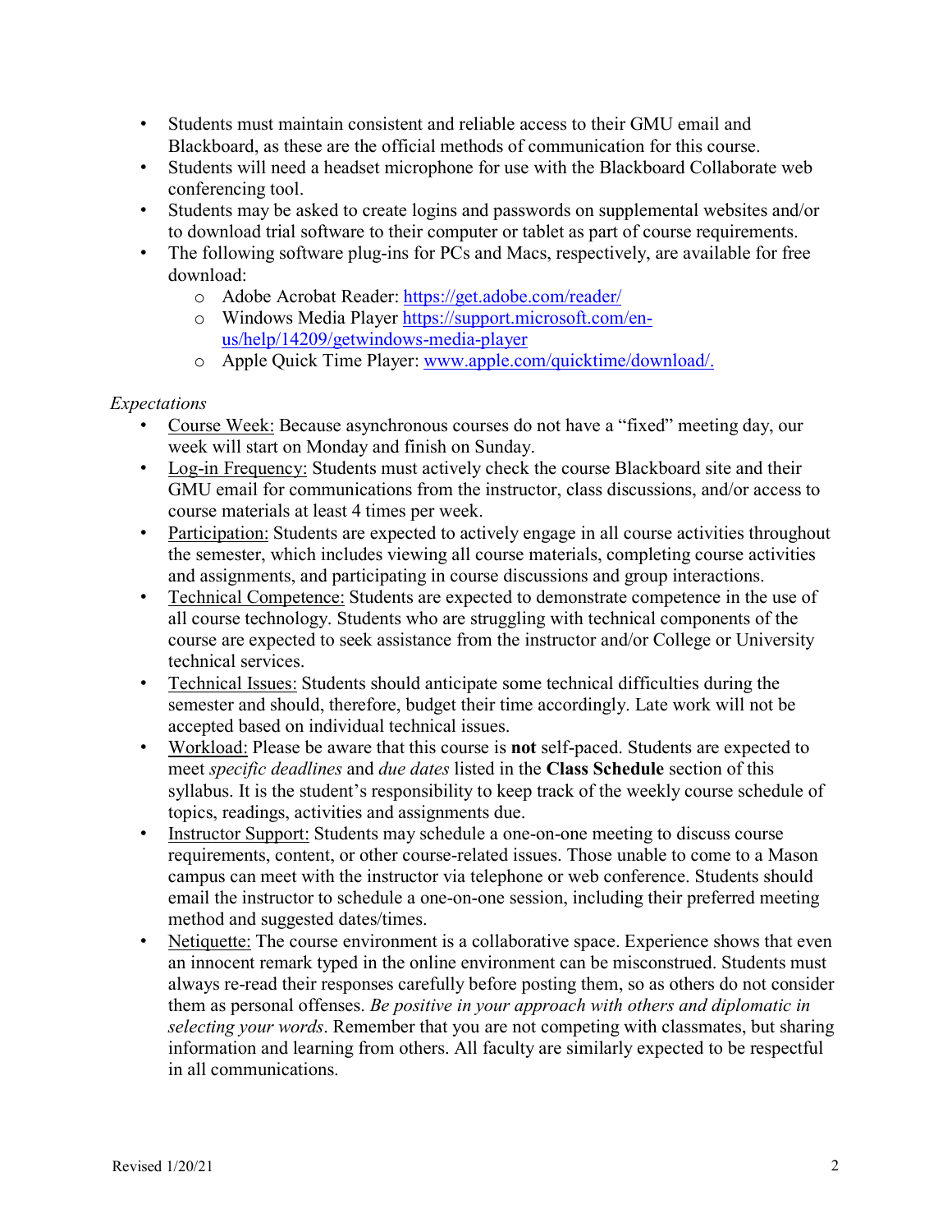- Students must maintain consistent and reliable access to their GMU email and Blackboard, as these are the official methods of communication for this course.
- Students will need a headset microphone for use with the Blackboard Collaborate web conferencing tool.
- Students may be asked to create logins and passwords on supplemental websites and/or to download trial software to their computer or tablet as part of course requirements.
- The following software plug-ins for PCs and Macs, respectively, are available for free download:
    - Adobe Acrobat Reader: https://get.adobe.com/reader/
    - Windows Media Player https://support.microsoft.com/en-us/help/14209/getwindows-media-player
    - Apple Quick Time Player: www.apple.com/quicktime/download/.

*Expectations*

- Course Week: Because asynchronous courses do not have a "fixed" meeting day, our week will start on Monday and finish on Sunday.
- Log-in Frequency: Students must actively check the course Blackboard site and their GMU email for communications from the instructor, class discussions, and/or access to course materials at least 4 times per week.
- Participation: Students are expected to actively engage in all course activities throughout the semester, which includes viewing all course materials, completing course activities and assignments, and participating in course discussions and group interactions.
- Technical Competence: Students are expected to demonstrate competence in the use of all course technology. Students who are struggling with technical components of the course are expected to seek assistance from the instructor and/or College or University technical services.
- Technical Issues: Students should anticipate some technical difficulties during the semester and should, therefore, budget their time accordingly. Late work will not be accepted based on individual technical issues.
- Workload: Please be aware that this course is **not** self-paced. Students are expected to meet *specific deadlines* and *due dates* listed in the **Class Schedule** section of this syllabus. It is the student's responsibility to keep track of the weekly course schedule of topics, readings, activities and assignments due.
- Instructor Support: Students may schedule a one-on-one meeting to discuss course requirements, content, or other course-related issues. Those unable to come to a Mason campus can meet with the instructor via telephone or web conference. Students should email the instructor to schedule a one-on-one session, including their preferred meeting method and suggested dates/times.
- Netiquette: The course environment is a collaborative space. Experience shows that even an innocent remark typed in the online environment can be misconstrued. Students must always re-read their responses carefully before posting them, so as others do not consider them as personal offenses. *Be positive in your approach with others and diplomatic in selecting your words*. Remember that you are not competing with classmates, but sharing information and learning from others. All faculty are similarly expected to be respectful in all communications.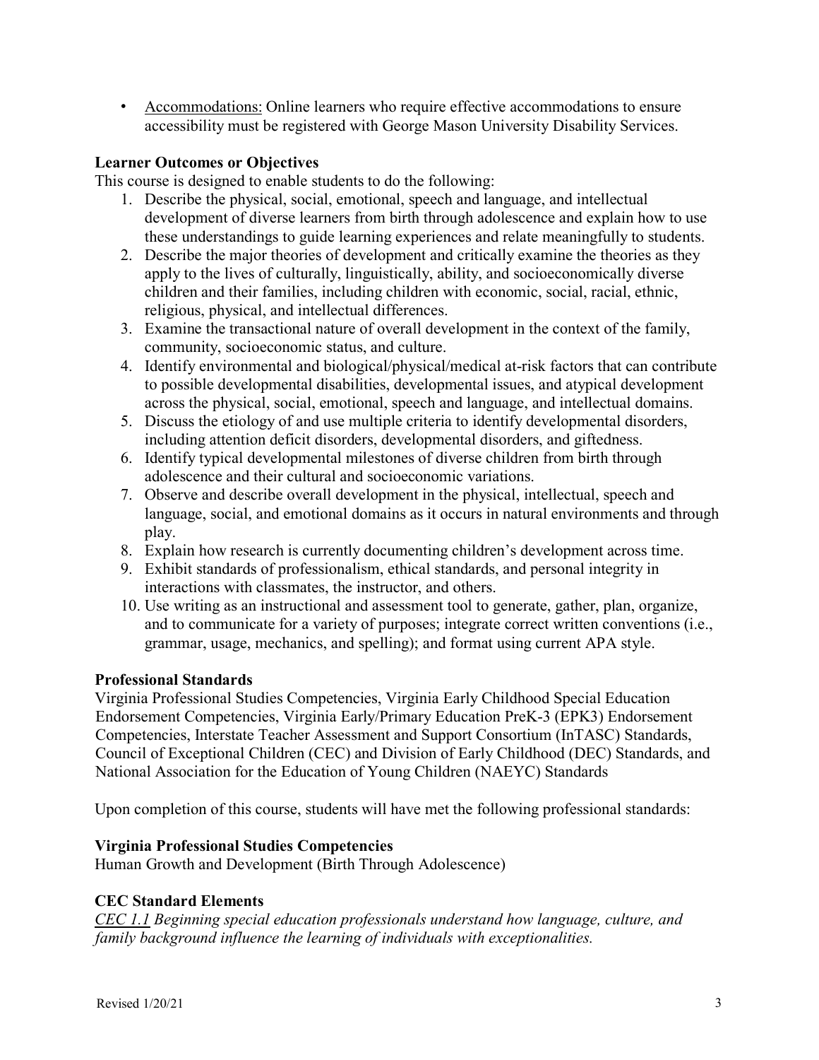- Accommodations: Online learners who require effective accommodations to ensure accessibility must be registered with George Mason University Disability Services.

**Learner Outcomes or Objectives**

This course is designed to enable students to do the following:

1. Describe the physical, social, emotional, speech and language, and intellectual development of diverse learners from birth through adolescence and explain how to use these understandings to guide learning experiences and relate meaningfully to students.
2. Describe the major theories of development and critically examine the theories as they apply to the lives of culturally, linguistically, ability, and socioeconomically diverse children and their families, including children with economic, social, racial, ethnic, religious, physical, and intellectual differences.
3. Examine the transactional nature of overall development in the context of the family, community, socioeconomic status, and culture.
4. Identify environmental and biological/physical/medical at-risk factors that can contribute to possible developmental disabilities, developmental issues, and atypical development across the physical, social, emotional, speech and language, and intellectual domains.
5. Discuss the etiology of and use multiple criteria to identify developmental disorders, including attention deficit disorders, developmental disorders, and giftedness.
6. Identify typical developmental milestones of diverse children from birth through adolescence and their cultural and socioeconomic variations.
7. Observe and describe overall development in the physical, intellectual, speech and language, social, and emotional domains as it occurs in natural environments and through play.
8. Explain how research is currently documenting children's development across time.
9. Exhibit standards of professionalism, ethical standards, and personal integrity in interactions with classmates, the instructor, and others.
10. Use writing as an instructional and assessment tool to generate, gather, plan, organize, and to communicate for a variety of purposes; integrate correct written conventions (i.e., grammar, usage, mechanics, and spelling); and format using current APA style.

**Professional Standards**

Virginia Professional Studies Competencies, Virginia Early Childhood Special Education Endorsement Competencies, Virginia Early/Primary Education PreK-3 (EPK3) Endorsement Competencies, Interstate Teacher Assessment and Support Consortium (InTASC) Standards, Council of Exceptional Children (CEC) and Division of Early Childhood (DEC) Standards, and National Association for the Education of Young Children (NAEYC) Standards

Upon completion of this course, students will have met the following professional standards:

**Virginia Professional Studies Competencies**

Human Growth and Development (Birth Through Adolescence)

**CEC Standard Elements**

*CEC 1.1 Beginning special education professionals understand how language, culture, and family background influence the learning of individuals with exceptionalities.*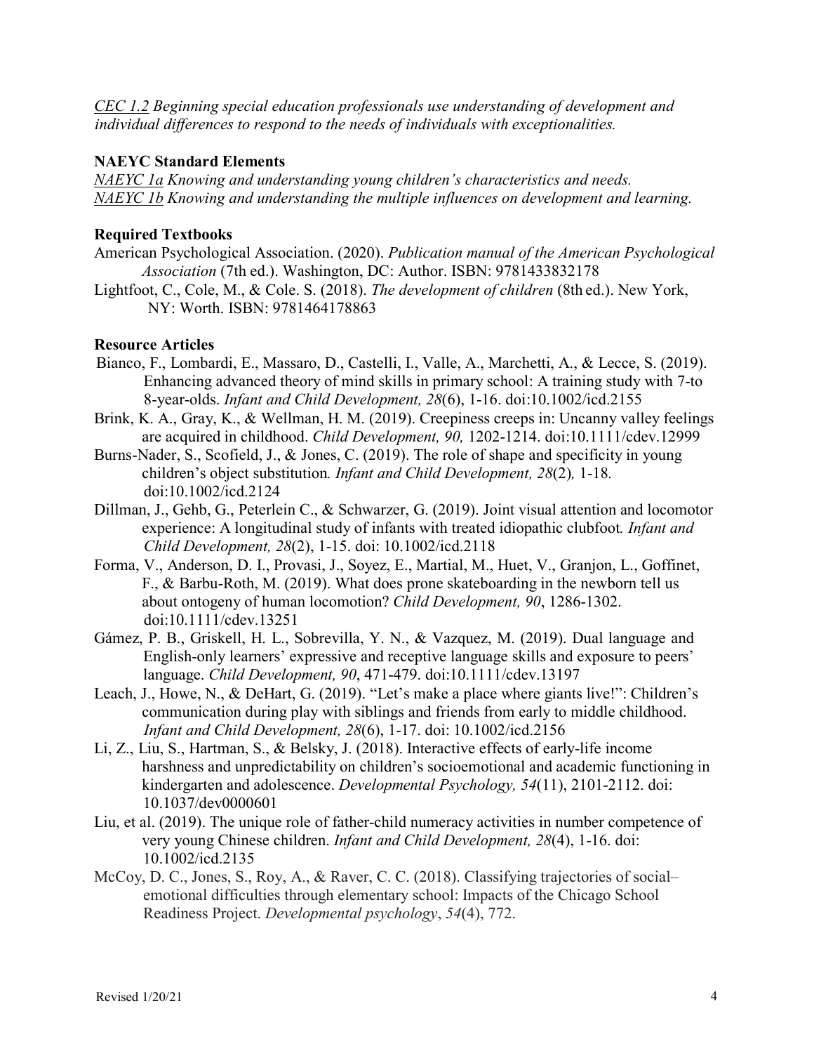*<u>CEC 1.2</u> Beginning special education professionals use understanding of development and individual differences to respond to the needs of individuals with exceptionalities.*

**NAEYC Standard Elements**

*<u>NAEYC 1a</u> Knowing and understanding young children's characteristics and needs.*
*<u>NAEYC 1b</u> Knowing and understanding the multiple influences on development and learning.*

**Required Textbooks**

American Psychological Association. (2020). *Publication manual of the American Psychological Association* (7th ed.). Washington, DC: Author. ISBN: 9781433832178

Lightfoot, C., Cole, M., & Cole. S. (2018). *The development of children* (8th ed.). New York, NY: Worth. ISBN: 9781464178863

**Resource Articles**

Bianco, F., Lombardi, E., Massaro, D., Castelli, I., Valle, A., Marchetti, A., & Lecce, S. (2019). Enhancing advanced theory of mind skills in primary school: A training study with 7-to 8-year-olds. *Infant and Child Development, 28*(6), 1-16. doi:10.1002/icd.2155

Brink, K. A., Gray, K., & Wellman, H. M. (2019). Creepiness creeps in: Uncanny valley feelings are acquired in childhood. *Child Development, 90,* 1202-1214. doi:10.1111/cdev.12999

Burns-Nader, S., Scofield, J., & Jones, C. (2019). The role of shape and specificity in young children's object substitution*. Infant and Child Development, 28*(2)*,* 1-18*.* doi:10.1002/icd.2124

Dillman, J., Gehb, G., Peterlein C., & Schwarzer, G. (2019). Joint visual attention and locomotor experience: A longitudinal study of infants with treated idiopathic clubfoot*. Infant and Child Development, 28*(2), 1-15. doi: 10.1002/icd.2118

Forma, V., Anderson, D. I., Provasi, J., Soyez, E., Martial, M., Huet, V., Granjon, L., Goffinet, F., & Barbu-Roth, M. (2019). What does prone skateboarding in the newborn tell us about ontogeny of human locomotion? *Child Development, 90*, 1286-1302. doi:10.1111/cdev.13251

Gámez, P. B., Griskell, H. L., Sobrevilla, Y. N., & Vazquez, M. (2019). Dual language and English-only learners' expressive and receptive language skills and exposure to peers' language. *Child Development, 90*, 471-479. doi:10.1111/cdev.13197

Leach, J., Howe, N., & DeHart, G. (2019). "Let's make a place where giants live!": Children's communication during play with siblings and friends from early to middle childhood. *Infant and Child Development, 28*(6), 1-17. doi: 10.1002/icd.2156

Li, Z., Liu, S., Hartman, S., & Belsky, J. (2018). Interactive effects of early-life income harshness and unpredictability on children's socioemotional and academic functioning in kindergarten and adolescence. *Developmental Psychology, 54*(11), 2101-2112. doi: 10.1037/dev0000601

Liu, et al. (2019). The unique role of father-child numeracy activities in number competence of very young Chinese children. *Infant and Child Development, 28*(4), 1-16. doi: 10.1002/icd.2135

McCoy, D. C., Jones, S., Roy, A., & Raver, C. C. (2018). Classifying trajectories of social–emotional difficulties through elementary school: Impacts of the Chicago School Readiness Project. *Developmental psychology*, *54*(4), 772.

Revised 1/20/21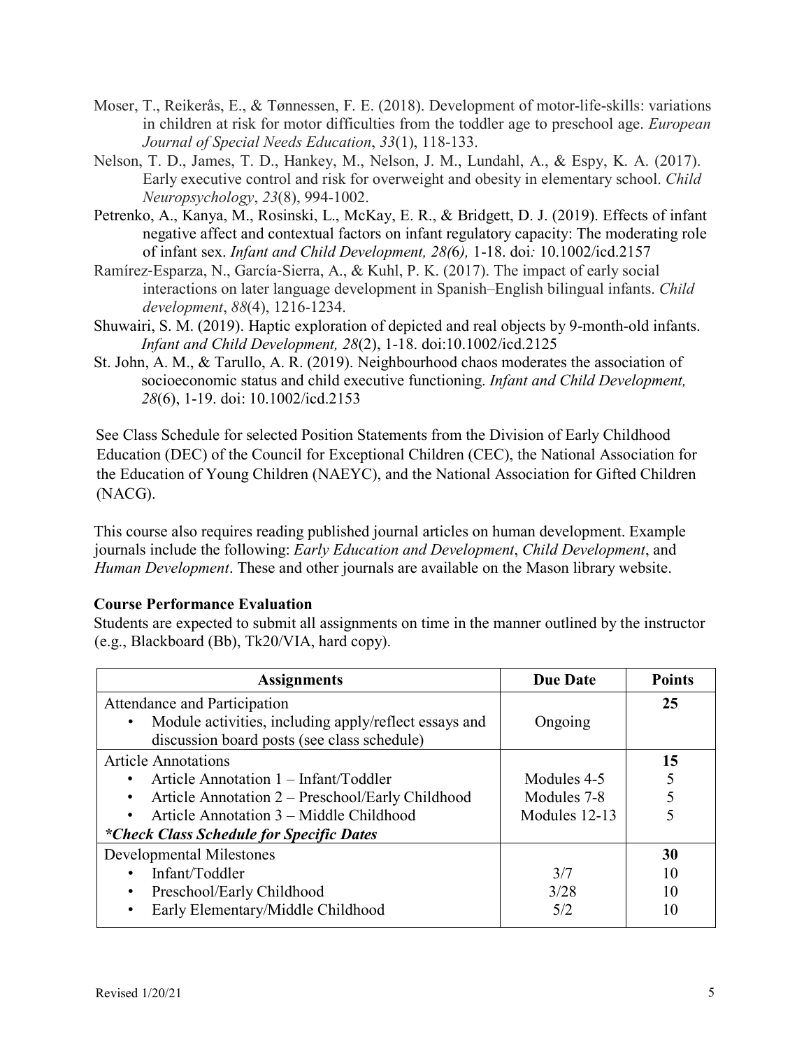Moser, T., Reikerås, E., & Tønnessen, F. E. (2018). Development of motor-life-skills: variations in children at risk for motor difficulties from the toddler age to preschool age. *European Journal of Special Needs Education*, *33*(1), 118-133.

Nelson, T. D., James, T. D., Hankey, M., Nelson, J. M., Lundahl, A., & Espy, K. A. (2017). Early executive control and risk for overweight and obesity in elementary school. *Child Neuropsychology*, *23*(8), 994-1002.

Petrenko, A., Kanya, M., Rosinski, L., McKay, E. R., & Bridgett, D. J. (2019). Effects of infant negative affect and contextual factors on infant regulatory capacity: The moderating role of infant sex. *Infant and Child Development, 28(*6*),* 1-18. doi*:* 10.1002/icd.2157

Ramírez-Esparza, N., García-Sierra, A., & Kuhl, P. K. (2017). The impact of early social interactions on later language development in Spanish–English bilingual infants. *Child development*, *88*(4), 1216-1234.

Shuwairi, S. M. (2019). Haptic exploration of depicted and real objects by 9-month-old infants. *Infant and Child Development, 28*(2), 1-18. doi:10.1002/icd.2125

St. John, A. M., & Tarullo, A. R. (2019). Neighbourhood chaos moderates the association of socioeconomic status and child executive functioning. *Infant and Child Development, 28*(6), 1-19. doi: 10.1002/icd.2153

See Class Schedule for selected Position Statements from the Division of Early Childhood Education (DEC) of the Council for Exceptional Children (CEC), the National Association for the Education of Young Children (NAEYC), and the National Association for Gifted Children (NACG).

This course also requires reading published journal articles on human development. Example journals include the following: *Early Education and Development*, *Child Development*, and *Human Development*. These and other journals are available on the Mason library website.

**Course Performance Evaluation**

Students are expected to submit all assignments on time in the manner outlined by the instructor (e.g., Blackboard (Bb), Tk20/VIA, hard copy).

| **Assignments** | **Due Date** | **Points** |
|---|---|---|
| Attendance and Participation | | **25** |
| • Module activities, including apply/reflect essays and discussion board posts (see class schedule) | Ongoing | |
| Article Annotations | | **15** |
| • Article Annotation 1 – Infant/Toddler | Modules 4-5 | 5 |
| • Article Annotation 2 – Preschool/Early Childhood | Modules 7-8 | 5 |
| • Article Annotation 3 – Middle Childhood | Modules 12-13 | 5 |
| ***Check Class Schedule for Specific Dates*** | | |
| Developmental Milestones | | **30** |
| • Infant/Toddler | 3/7 | 10 |
| • Preschool/Early Childhood | 3/28 | 10 |
| • Early Elementary/Middle Childhood | 5/2 | 10 |

Revised 1/20/21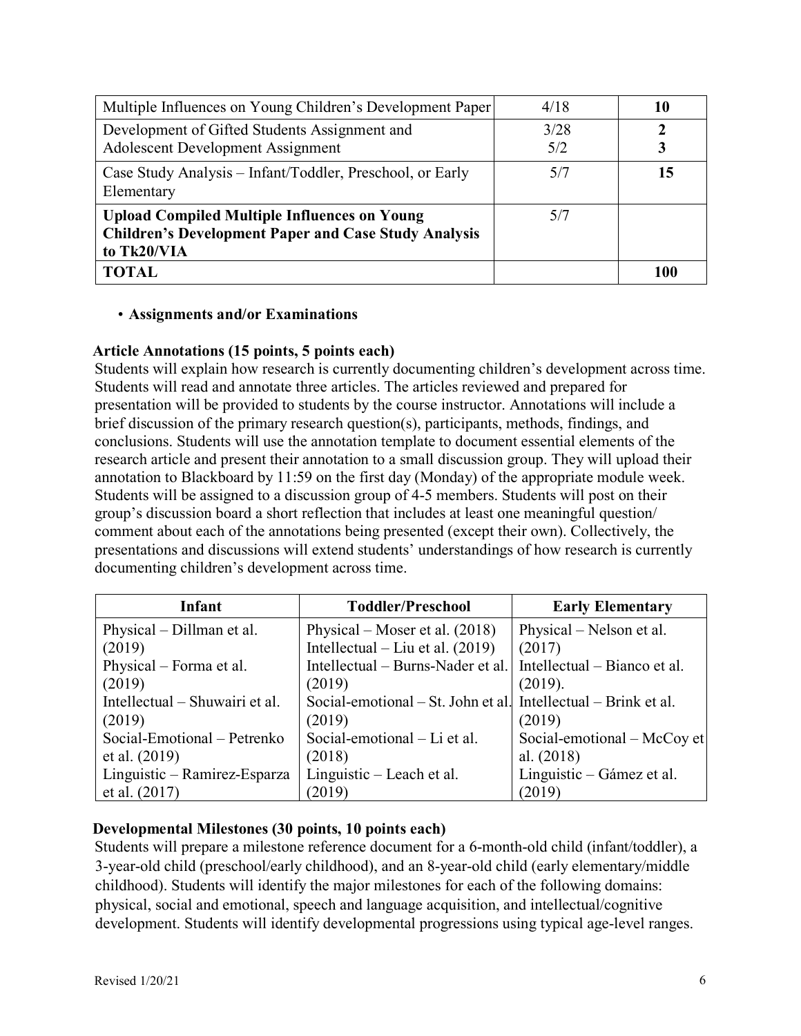| Multiple Influences on Young Children's Development Paper | 4/18 | **10** |
|---|---|---|
| Development of Gifted Students Assignment and Adolescent Development Assignment | 3/28<br>5/2 | **2**<br>**3** |
| Case Study Analysis – Infant/Toddler, Preschool, or Early Elementary | 5/7 | **15** |
| **Upload Compiled Multiple Influences on Young Children's Development Paper and Case Study Analysis to Tk20/VIA** | 5/7 | |
| **TOTAL** | | **100** |

- **Assignments and/or Examinations**

**Article Annotations (15 points, 5 points each)**

Students will explain how research is currently documenting children's development across time. Students will read and annotate three articles. The articles reviewed and prepared for presentation will be provided to students by the course instructor. Annotations will include a brief discussion of the primary research question(s), participants, methods, findings, and conclusions. Students will use the annotation template to document essential elements of the research article and present their annotation to a small discussion group. They will upload their annotation to Blackboard by 11:59 on the first day (Monday) of the appropriate module week. Students will be assigned to a discussion group of 4-5 members. Students will post on their group's discussion board a short reflection that includes at least one meaningful question/ comment about each of the annotations being presented (except their own). Collectively, the presentations and discussions will extend students' understandings of how research is currently documenting children's development across time.

| Infant | Toddler/Preschool | Early Elementary |
|---|---|---|
| Physical – Dillman et al. (2019)<br>Physical – Forma et al. (2019)<br>Intellectual – Shuwairi et al. (2019)<br>Social-Emotional – Petrenko et al. (2019)<br>Linguistic – Ramirez-Esparza et al. (2017) | Physical – Moser et al. (2018)<br>Intellectual – Liu et al. (2019)<br>Intellectual – Burns-Nader et al. (2019)<br>Social-emotional – St. John et al. (2019)<br>Social-emotional – Li et al. (2018)<br>Linguistic – Leach et al. (2019) | Physical – Nelson et al. (2017)<br>Intellectual – Bianco et al. (2019).<br>Intellectual – Brink et al. (2019)<br>Social-emotional – McCoy et al. (2018)<br>Linguistic – Gámez et al. (2019) |

**Developmental Milestones (30 points, 10 points each)**

Students will prepare a milestone reference document for a 6-month-old child (infant/toddler), a 3-year-old child (preschool/early childhood), and an 8-year-old child (early elementary/middle childhood). Students will identify the major milestones for each of the following domains: physical, social and emotional, speech and language acquisition, and intellectual/cognitive development. Students will identify developmental progressions using typical age-level ranges.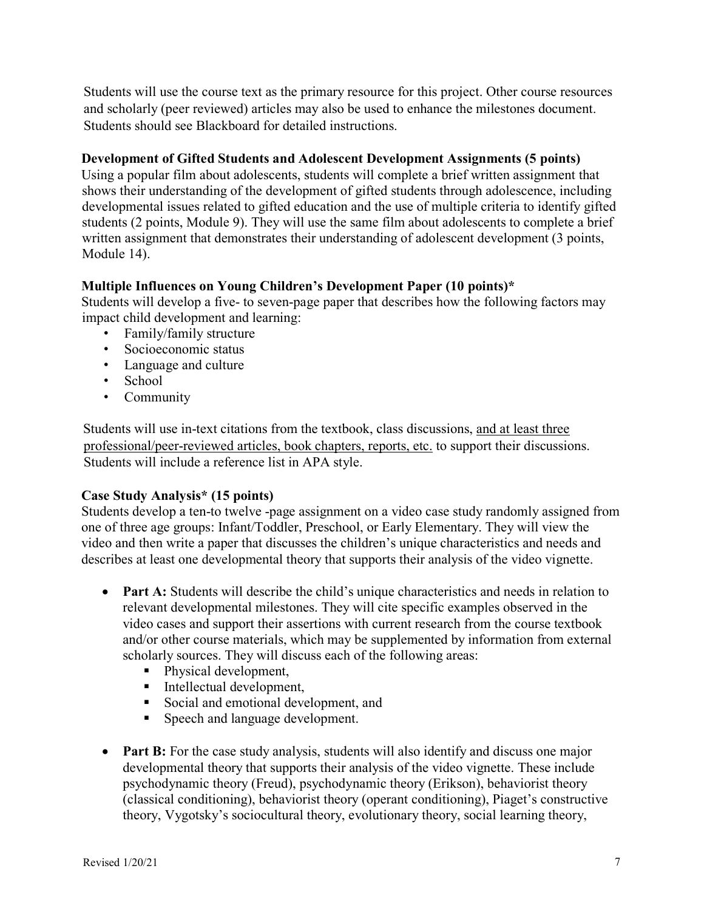Students will use the course text as the primary resource for this project. Other course resources and scholarly (peer reviewed) articles may also be used to enhance the milestones document. Students should see Blackboard for detailed instructions.

**Development of Gifted Students and Adolescent Development Assignments (5 points)**
Using a popular film about adolescents, students will complete a brief written assignment that shows their understanding of the development of gifted students through adolescence, including developmental issues related to gifted education and the use of multiple criteria to identify gifted students (2 points, Module 9). They will use the same film about adolescents to complete a brief written assignment that demonstrates their understanding of adolescent development (3 points, Module 14).

**Multiple Influences on Young Children's Development Paper (10 points)***
Students will develop a five- to seven-page paper that describes how the following factors may impact child development and learning:

- Family/family structure
- Socioeconomic status
- Language and culture
- School
- Community

Students will use in-text citations from the textbook, class discussions, <u>and at least three professional/peer-reviewed articles, book chapters, reports, etc.</u> to support their discussions. Students will include a reference list in APA style.

**Case Study Analysis* (15 points)**
Students develop a ten-to twelve -page assignment on a video case study randomly assigned from one of three age groups: Infant/Toddler, Preschool, or Early Elementary. They will view the video and then write a paper that discusses the children's unique characteristics and needs and describes at least one developmental theory that supports their analysis of the video vignette.

- **Part A:** Students will describe the child's unique characteristics and needs in relation to relevant developmental milestones. They will cite specific examples observed in the video cases and support their assertions with current research from the course textbook and/or other course materials, which may be supplemented by information from external scholarly sources. They will discuss each of the following areas:
  - Physical development,
  - Intellectual development,
  - Social and emotional development, and
  - Speech and language development.

- **Part B:** For the case study analysis, students will also identify and discuss one major developmental theory that supports their analysis of the video vignette. These include psychodynamic theory (Freud), psychodynamic theory (Erikson), behaviorist theory (classical conditioning), behaviorist theory (operant conditioning), Piaget's constructive theory, Vygotsky's sociocultural theory, evolutionary theory, social learning theory,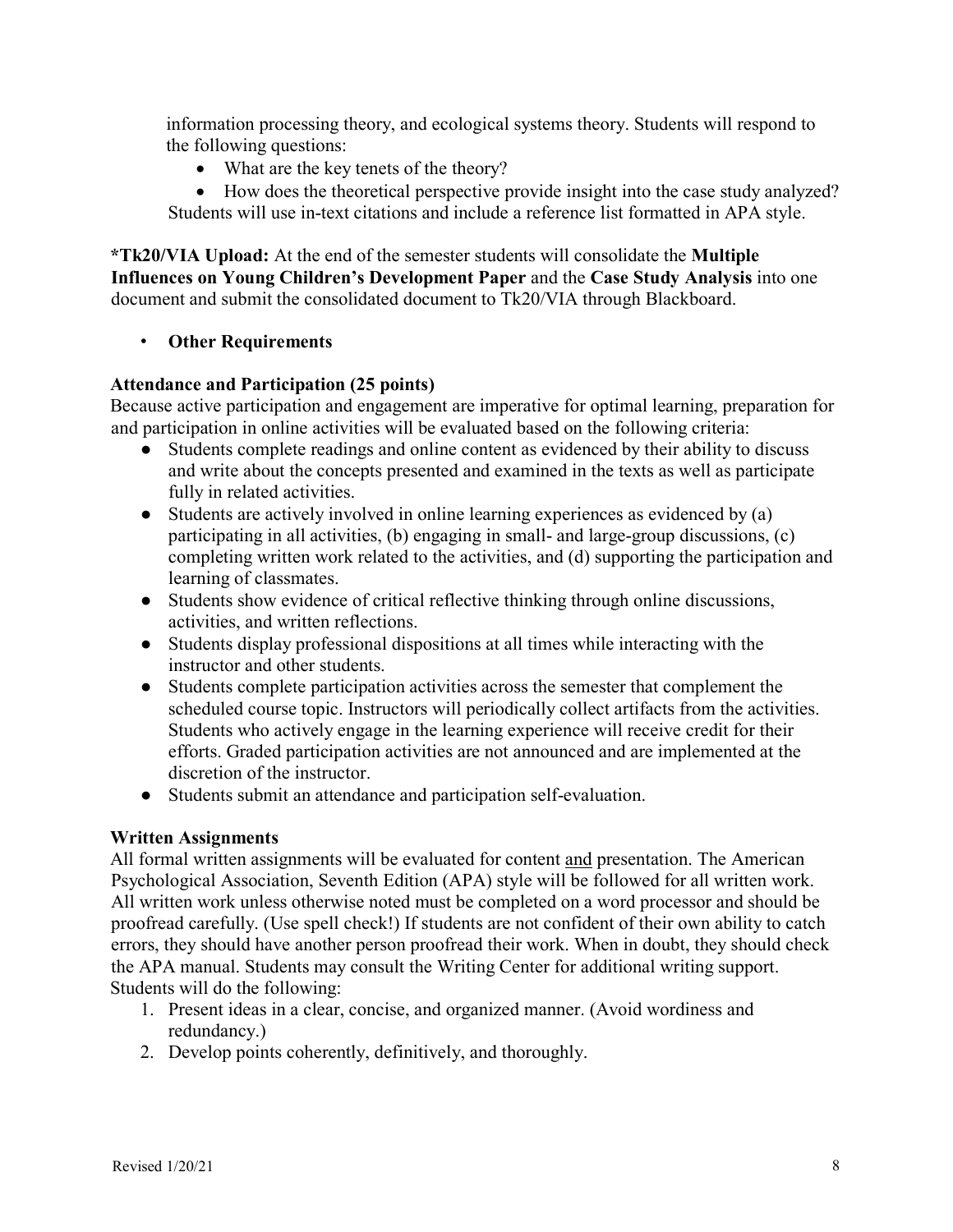information processing theory, and ecological systems theory. Students will respond to the following questions:

- What are the key tenets of the theory?
- How does the theoretical perspective provide insight into the case study analyzed?

Students will use in-text citations and include a reference list formatted in APA style.

***Tk20/VIA Upload:** At the end of the semester students will consolidate the **Multiple Influences on Young Children's Development Paper** and the **Case Study Analysis** into one document and submit the consolidated document to Tk20/VIA through Blackboard.

- **Other Requirements**

**Attendance and Participation (25 points)**

Because active participation and engagement are imperative for optimal learning, preparation for and participation in online activities will be evaluated based on the following criteria:

- Students complete readings and online content as evidenced by their ability to discuss and write about the concepts presented and examined in the texts as well as participate fully in related activities.
- Students are actively involved in online learning experiences as evidenced by (a) participating in all activities, (b) engaging in small- and large-group discussions, (c) completing written work related to the activities, and (d) supporting the participation and learning of classmates.
- Students show evidence of critical reflective thinking through online discussions, activities, and written reflections.
- Students display professional dispositions at all times while interacting with the instructor and other students.
- Students complete participation activities across the semester that complement the scheduled course topic. Instructors will periodically collect artifacts from the activities. Students who actively engage in the learning experience will receive credit for their efforts. Graded participation activities are not announced and are implemented at the discretion of the instructor.
- Students submit an attendance and participation self-evaluation.

**Written Assignments**

All formal written assignments will be evaluated for content <u>and</u> presentation. The American Psychological Association, Seventh Edition (APA) style will be followed for all written work. All written work unless otherwise noted must be completed on a word processor and should be proofread carefully. (Use spell check!) If students are not confident of their own ability to catch errors, they should have another person proofread their work. When in doubt, they should check the APA manual. Students may consult the Writing Center for additional writing support. Students will do the following:

1. Present ideas in a clear, concise, and organized manner. (Avoid wordiness and redundancy.)
2. Develop points coherently, definitively, and thoroughly.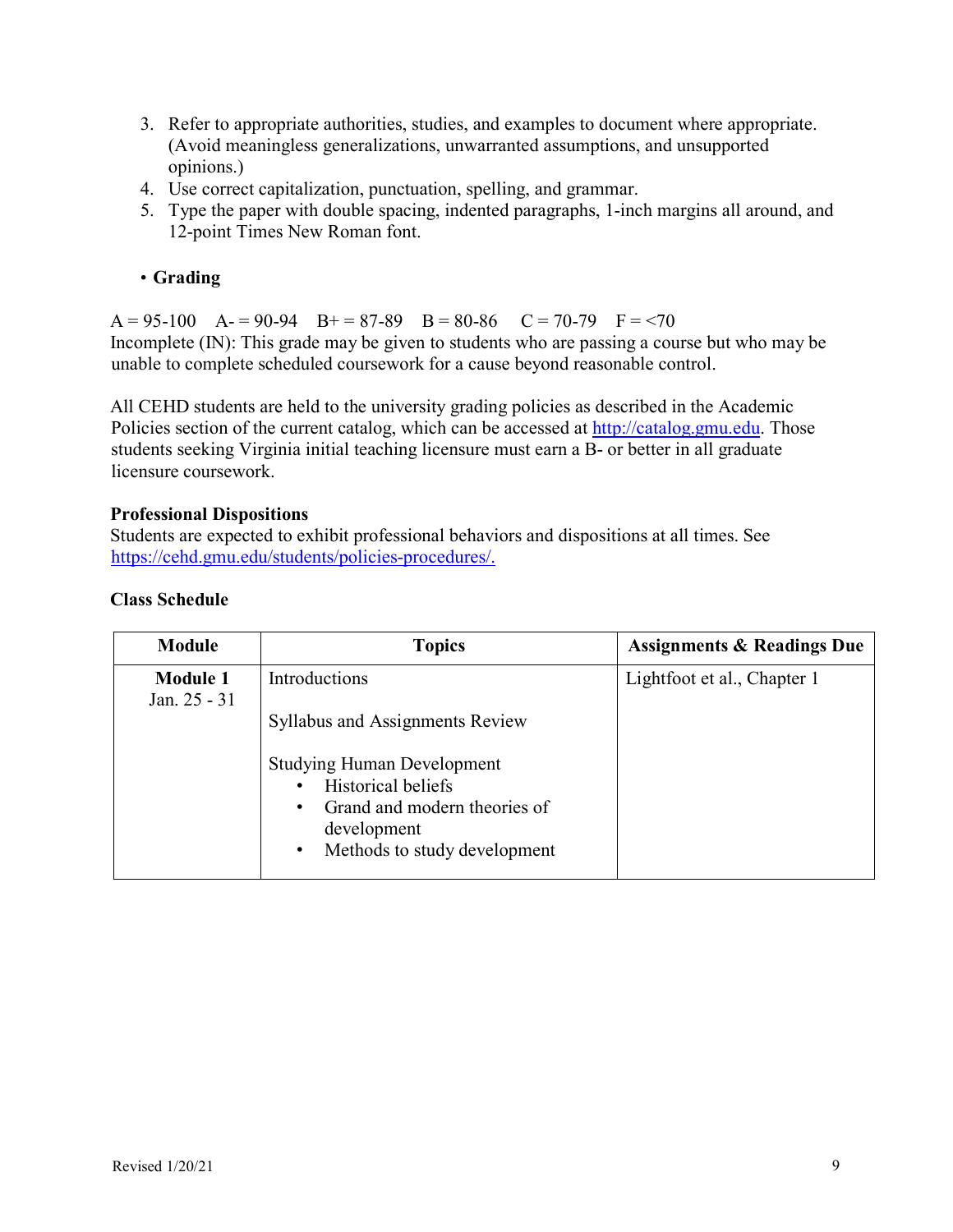3. Refer to appropriate authorities, studies, and examples to document where appropriate. (Avoid meaningless generalizations, unwarranted assumptions, and unsupported opinions.)
4. Use correct capitalization, punctuation, spelling, and grammar.
5. Type the paper with double spacing, indented paragraphs, 1-inch margins all around, and 12-point Times New Roman font.

- **Grading**

A = 95-100  A- = 90-94  B+ = 87-89  B = 80-86  C = 70-79  F = <70
Incomplete (IN): This grade may be given to students who are passing a course but who may be unable to complete scheduled coursework for a cause beyond reasonable control.

All CEHD students are held to the university grading policies as described in the Academic Policies section of the current catalog, which can be accessed at http://catalog.gmu.edu. Those students seeking Virginia initial teaching licensure must earn a B- or better in all graduate licensure coursework.

**Professional Dispositions**
Students are expected to exhibit professional behaviors and dispositions at all times. See https://cehd.gmu.edu/students/policies-procedures/.

**Class Schedule**

| Module | Topics | Assignments & Readings Due |
|---|---|---|
| **Module 1** Jan. 25 - 31 | Introductions<br><br>Syllabus and Assignments Review<br><br>Studying Human Development<br>• Historical beliefs<br>• Grand and modern theories of development<br>• Methods to study development | Lightfoot et al., Chapter 1 |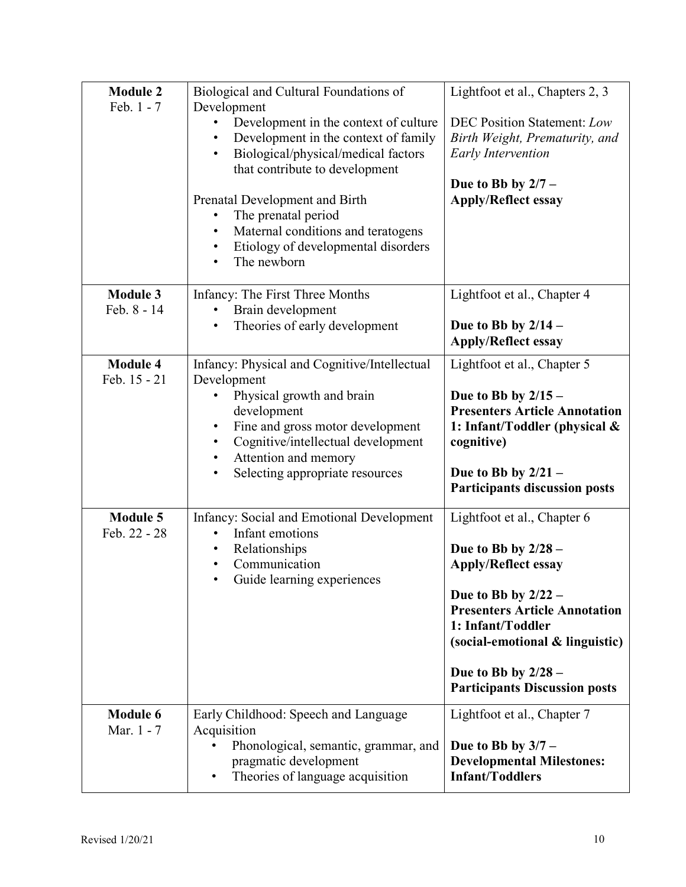| **Module 2**<br>Feb. 1 - 7 | Biological and Cultural Foundations of Development<br>• Development in the context of culture<br>• Development in the context of family<br>• Biological/physical/medical factors that contribute to development<br><br>Prenatal Development and Birth<br>• The prenatal period<br>• Maternal conditions and teratogens<br>• Etiology of developmental disorders<br>• The newborn | Lightfoot et al., Chapters 2, 3<br><br>DEC Position Statement: *Low Birth Weight, Prematurity, and Early Intervention*<br><br>**Due to Bb by 2/7 – Apply/Reflect essay** |
|---|---|---|
| **Module 3**<br>Feb. 8 - 14 | Infancy: The First Three Months<br>• Brain development<br>• Theories of early development | Lightfoot et al., Chapter 4<br><br>**Due to Bb by 2/14 – Apply/Reflect essay** |
| **Module 4**<br>Feb. 15 - 21 | Infancy: Physical and Cognitive/Intellectual Development<br>• Physical growth and brain development<br>• Fine and gross motor development<br>• Cognitive/intellectual development<br>• Attention and memory<br>• Selecting appropriate resources | Lightfoot et al., Chapter 5<br><br>**Due to Bb by 2/15 – Presenters Article Annotation 1: Infant/Toddler (physical & cognitive)**<br><br>**Due to Bb by 2/21 – Participants discussion posts** |
| **Module 5**<br>Feb. 22 - 28 | Infancy: Social and Emotional Development<br>• Infant emotions<br>• Relationships<br>• Communication<br>• Guide learning experiences | Lightfoot et al., Chapter 6<br><br>**Due to Bb by 2/28 – Apply/Reflect essay**<br><br>**Due to Bb by 2/22 – Presenters Article Annotation 1: Infant/Toddler (social-emotional & linguistic)**<br><br>**Due to Bb by 2/28 – Participants Discussion posts** |
| **Module 6**<br>Mar. 1 - 7 | Early Childhood: Speech and Language Acquisition<br>• Phonological, semantic, grammar, and pragmatic development<br>• Theories of language acquisition | Lightfoot et al., Chapter 7<br><br>**Due to Bb by 3/7 – Developmental Milestones: Infant/Toddlers** |

Revised 1/20/21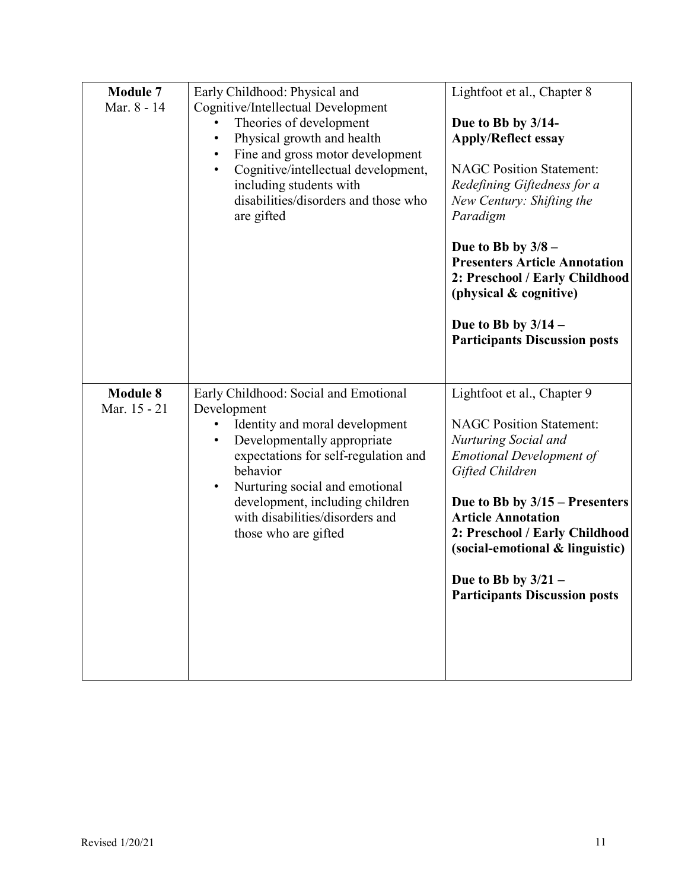| **Module 7**<br>Mar. 8 - 14 | Early Childhood: Physical and Cognitive/Intellectual Development<br>• Theories of development<br>• Physical growth and health<br>• Fine and gross motor development<br>• Cognitive/intellectual development, including students with disabilities/disorders and those who are gifted | Lightfoot et al., Chapter 8<br><br>**Due to Bb by 3/14- Apply/Reflect essay**<br><br>NAGC Position Statement: *Redefining Giftedness for a New Century: Shifting the Paradigm*<br><br>**Due to Bb by 3/8 – Presenters Article Annotation 2: Preschool / Early Childhood (physical & cognitive)**<br><br>**Due to Bb by 3/14 – Participants Discussion posts** |
|---|---|---|
| **Module 8**<br>Mar. 15 - 21 | Early Childhood: Social and Emotional Development<br>• Identity and moral development<br>• Developmentally appropriate expectations for self-regulation and behavior<br>• Nurturing social and emotional development, including children with disabilities/disorders and those who are gifted | Lightfoot et al., Chapter 9<br><br>NAGC Position Statement: *Nurturing Social and Emotional Development of Gifted Children*<br><br>**Due to Bb by 3/15 – Presenters Article Annotation 2: Preschool / Early Childhood (social-emotional & linguistic)**<br><br>**Due to Bb by 3/21 – Participants Discussion posts** |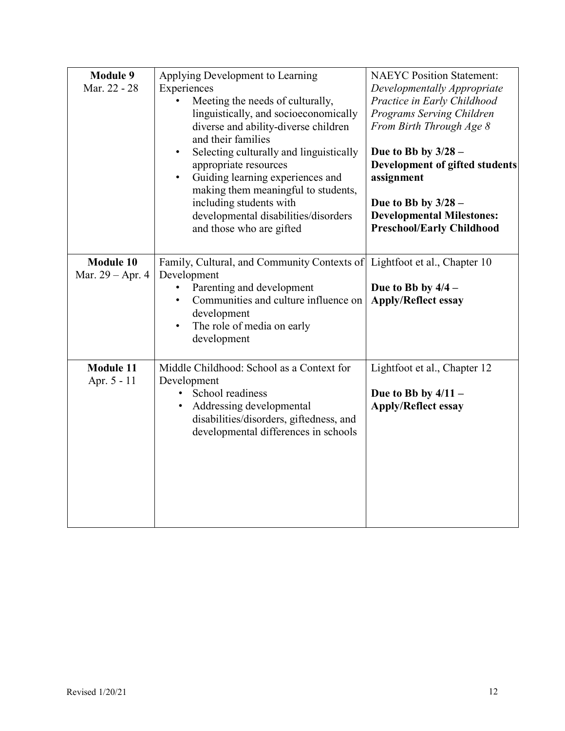| **Module 9**<br>Mar. 22 - 28 | Applying Development to Learning Experiences<br>• Meeting the needs of culturally, linguistically, and socioeconomically diverse and ability-diverse children and their families<br>• Selecting culturally and linguistically appropriate resources<br>• Guiding learning experiences and making them meaningful to students, including students with developmental disabilities/disorders and those who are gifted | NAEYC Position Statement: *Developmentally Appropriate Practice in Early Childhood Programs Serving Children From Birth Through Age 8*<br><br>**Due to Bb by 3/28 – Development of gifted students assignment**<br><br>**Due to Bb by 3/28 – Developmental Milestones: Preschool/Early Childhood** |
|---|---|---|
| **Module 10**<br>Mar. 29 – Apr. 4 | Family, Cultural, and Community Contexts of Development<br>• Parenting and development<br>• Communities and culture influence on development<br>• The role of media on early development | Lightfoot et al., Chapter 10<br><br>**Due to Bb by 4/4 – Apply/Reflect essay** |
| **Module 11**<br>Apr. 5 - 11 | Middle Childhood: School as a Context for Development<br>• School readiness<br>• Addressing developmental disabilities/disorders, giftedness, and developmental differences in schools | Lightfoot et al., Chapter 12<br><br>**Due to Bb by 4/11 – Apply/Reflect essay** |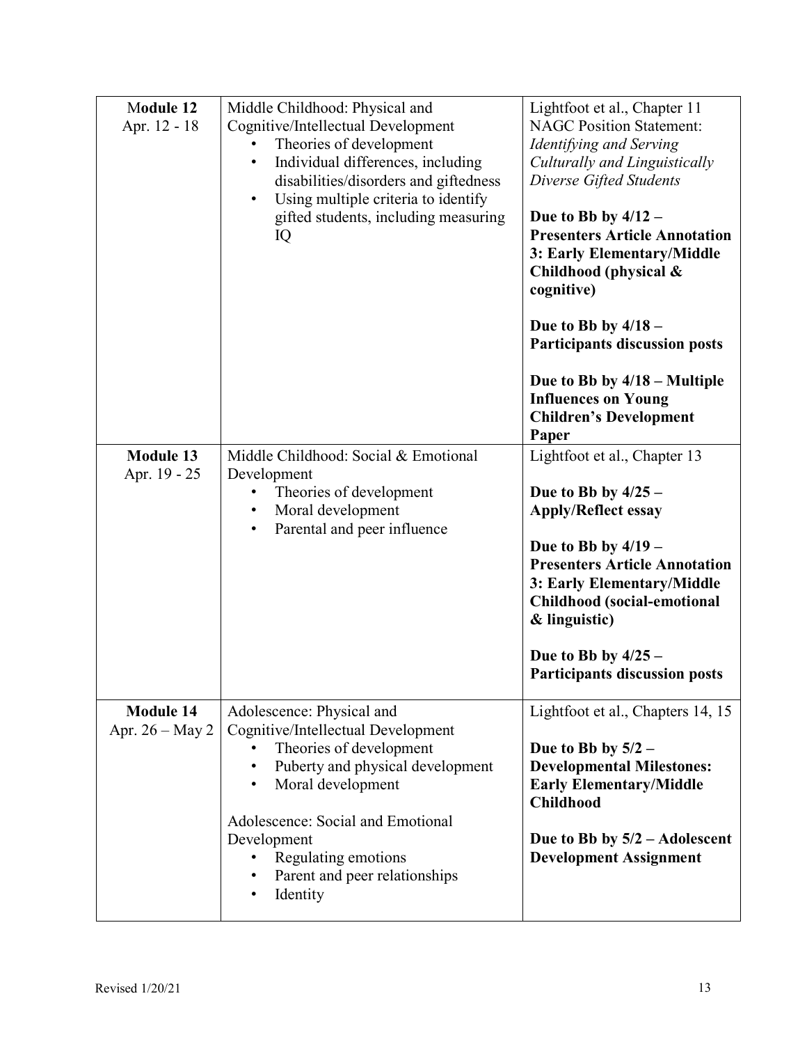| **Module 12** Apr. 12 - 18 | Middle Childhood: Physical and Cognitive/Intellectual Development<br>• Theories of development<br>• Individual differences, including disabilities/disorders and giftedness<br>• Using multiple criteria to identify gifted students, including measuring IQ | Lightfoot et al., Chapter 11<br>NAGC Position Statement: *Identifying and Serving Culturally and Linguistically Diverse Gifted Students*<br><br>**Due to Bb by 4/12 – Presenters Article Annotation 3: Early Elementary/Middle Childhood (physical & cognitive)**<br><br>**Due to Bb by 4/18 – Participants discussion posts**<br><br>**Due to Bb by 4/18 – Multiple Influences on Young Children's Development Paper** |
|---|---|---|
| **Module 13** Apr. 19 - 25 | Middle Childhood: Social & Emotional Development<br>• Theories of development<br>• Moral development<br>• Parental and peer influence | Lightfoot et al., Chapter 13<br><br>**Due to Bb by 4/25 – Apply/Reflect essay**<br><br>**Due to Bb by 4/19 – Presenters Article Annotation 3: Early Elementary/Middle Childhood (social-emotional & linguistic)**<br><br>**Due to Bb by 4/25 – Participants discussion posts** |
| **Module 14** Apr. 26 – May 2 | Adolescence: Physical and Cognitive/Intellectual Development<br>• Theories of development<br>• Puberty and physical development<br>• Moral development<br><br>Adolescence: Social and Emotional Development<br>• Regulating emotions<br>• Parent and peer relationships<br>• Identity | Lightfoot et al., Chapters 14, 15<br><br>**Due to Bb by 5/2 – Developmental Milestones: Early Elementary/Middle Childhood**<br><br>**Due to Bb by 5/2 – Adolescent Development Assignment** |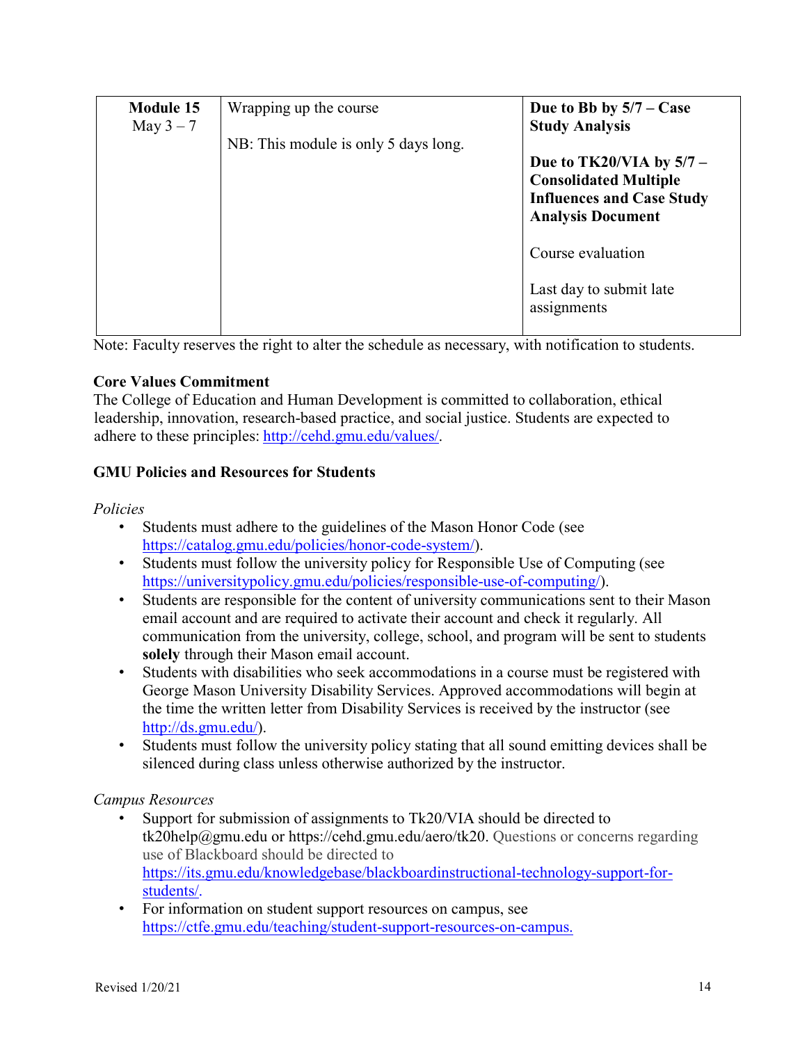| | | |
|---|---|---|
| **Module 15**<br>May 3 – 7 | Wrapping up the course<br><br>NB: This module is only 5 days long. | **Due to Bb by 5/7 – Case Study Analysis**<br><br>**Due to TK20/VIA by 5/7 – Consolidated Multiple Influences and Case Study Analysis Document**<br><br>Course evaluation<br><br>Last day to submit late assignments |

Note: Faculty reserves the right to alter the schedule as necessary, with notification to students.

**Core Values Commitment**

The College of Education and Human Development is committed to collaboration, ethical leadership, innovation, research-based practice, and social justice. Students are expected to adhere to these principles: http://cehd.gmu.edu/values/.

**GMU Policies and Resources for Students**

*Policies*

- Students must adhere to the guidelines of the Mason Honor Code (see https://catalog.gmu.edu/policies/honor-code-system/).
- Students must follow the university policy for Responsible Use of Computing (see https://universitypolicy.gmu.edu/policies/responsible-use-of-computing/).
- Students are responsible for the content of university communications sent to their Mason email account and are required to activate their account and check it regularly. All communication from the university, college, school, and program will be sent to students **solely** through their Mason email account.
- Students with disabilities who seek accommodations in a course must be registered with George Mason University Disability Services. Approved accommodations will begin at the time the written letter from Disability Services is received by the instructor (see http://ds.gmu.edu/).
- Students must follow the university policy stating that all sound emitting devices shall be silenced during class unless otherwise authorized by the instructor.

*Campus Resources*

- Support for submission of assignments to Tk20/VIA should be directed to tk20help@gmu.edu or https://cehd.gmu.edu/aero/tk20. Questions or concerns regarding use of Blackboard should be directed to https://its.gmu.edu/knowledgebase/blackboardinstructional-technology-support-for-students/.
- For information on student support resources on campus, see https://ctfe.gmu.edu/teaching/student-support-resources-on-campus.

Revised 1/20/21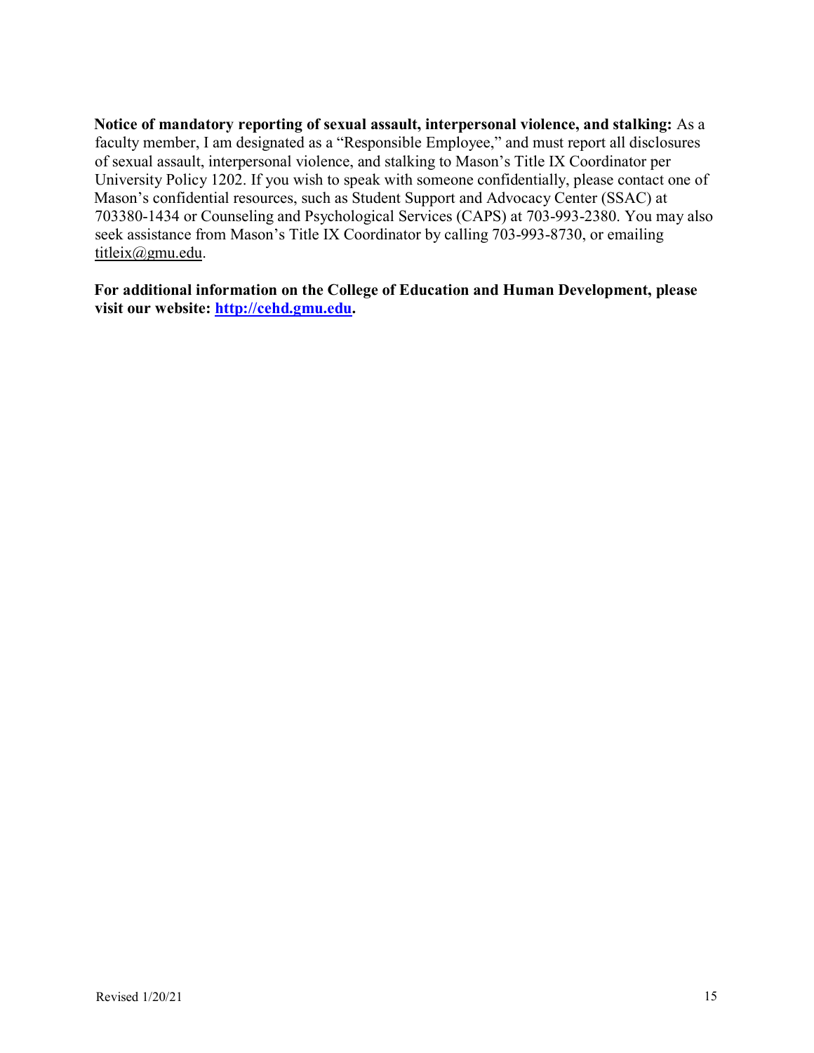**Notice of mandatory reporting of sexual assault, interpersonal violence, and stalking:** As a faculty member, I am designated as a "Responsible Employee," and must report all disclosures of sexual assault, interpersonal violence, and stalking to Mason's Title IX Coordinator per University Policy 1202. If you wish to speak with someone confidentially, please contact one of Mason's confidential resources, such as Student Support and Advocacy Center (SSAC) at 703380-1434 or Counseling and Psychological Services (CAPS) at 703-993-2380. You may also seek assistance from Mason's Title IX Coordinator by calling 703-993-8730, or emailing titleix@gmu.edu.

**For additional information on the College of Education and Human Development, please visit our website: [http://cehd.gmu.edu](http://cehd.gmu.edu).**

Revised 1/20/21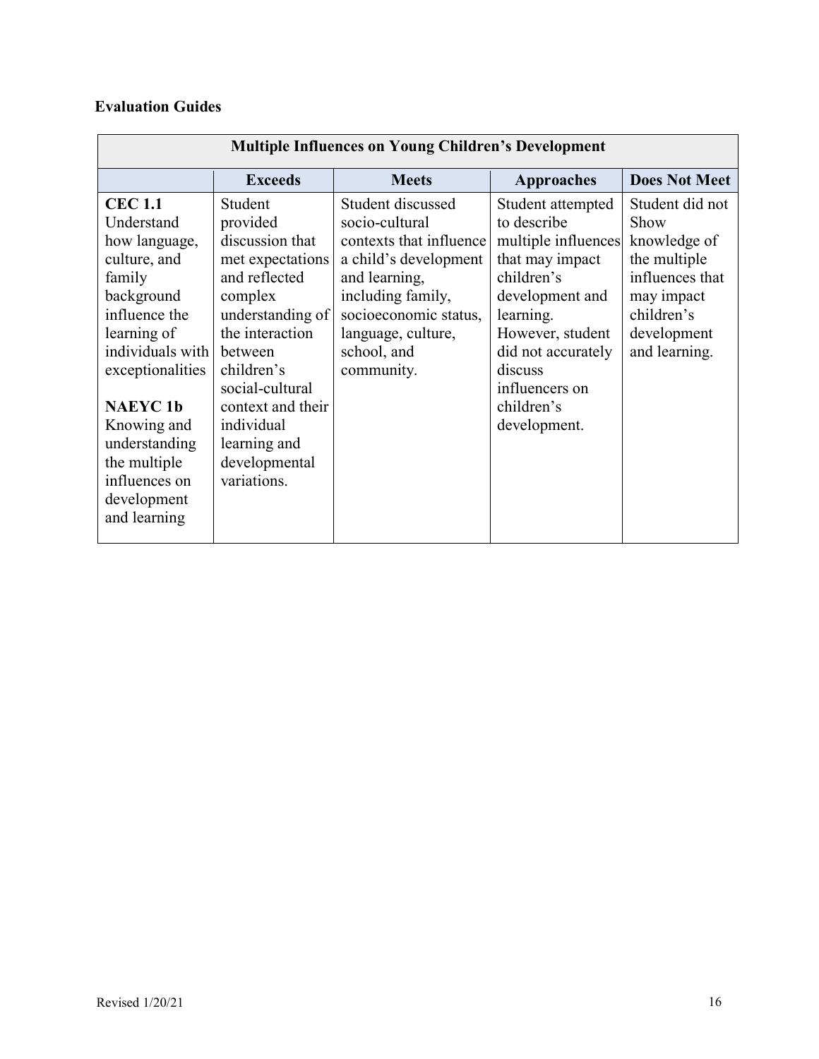## Evaluation Guides

| Multiple Influences on Young Children's Development | | | | |
|---|---|---|---|---|
| | **Exceeds** | **Meets** | **Approaches** | **Does Not Meet** |
| **CEC 1.1** Understand how language, culture, and family background influence the learning of individuals with exceptionalities<br><br>**NAEYC 1b** Knowing and understanding the multiple influences on development and learning | Student provided discussion that met expectations and reflected complex understanding of the interaction between children's social-cultural context and their individual learning and developmental variations. | Student discussed socio-cultural contexts that influence a child's development and learning, including family, socioeconomic status, language, culture, school, and community. | Student attempted to describe multiple influences that may impact children's development and learning. However, student did not accurately discuss influencers on children's development. | Student did not Show knowledge of the multiple influences that may impact children's development and learning. |

Revised 1/20/21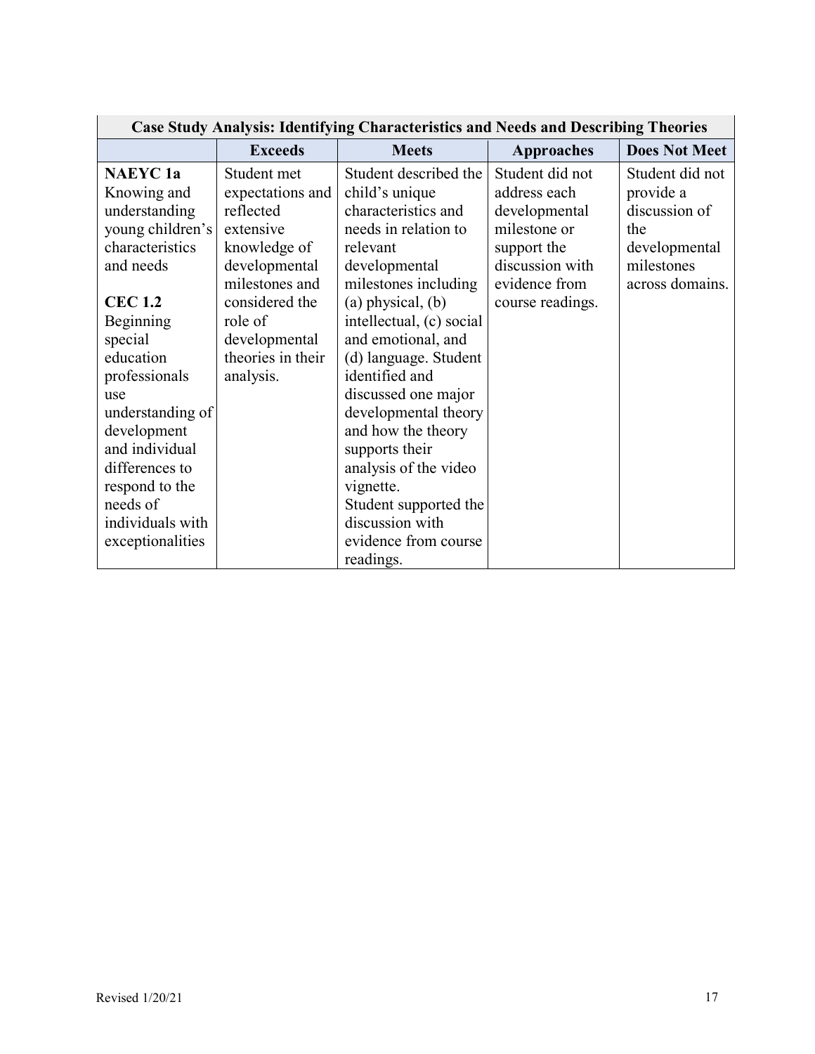| Case Study Analysis: Identifying Characteristics and Needs and Describing Theories | | | | |
|---|---|---|---|---|
| | **Exceeds** | **Meets** | **Approaches** | **Does Not Meet** |
| **NAEYC 1a** Knowing and understanding young children's characteristics and needs<br><br>**CEC 1.2** Beginning special education professionals use understanding of development and individual differences to respond to the needs of individuals with exceptionalities | Student met expectations and reflected extensive knowledge of developmental milestones and considered the role of developmental theories in their analysis. | Student described the child's unique characteristics and needs in relation to relevant developmental milestones including (a) physical, (b) intellectual, (c) social and emotional, and (d) language. Student identified and discussed one major developmental theory and how the theory supports their analysis of the video vignette. Student supported the discussion with evidence from course readings. | Student did not address each developmental milestone or support the discussion with evidence from course readings. | Student did not provide a discussion of the developmental milestones across domains. |